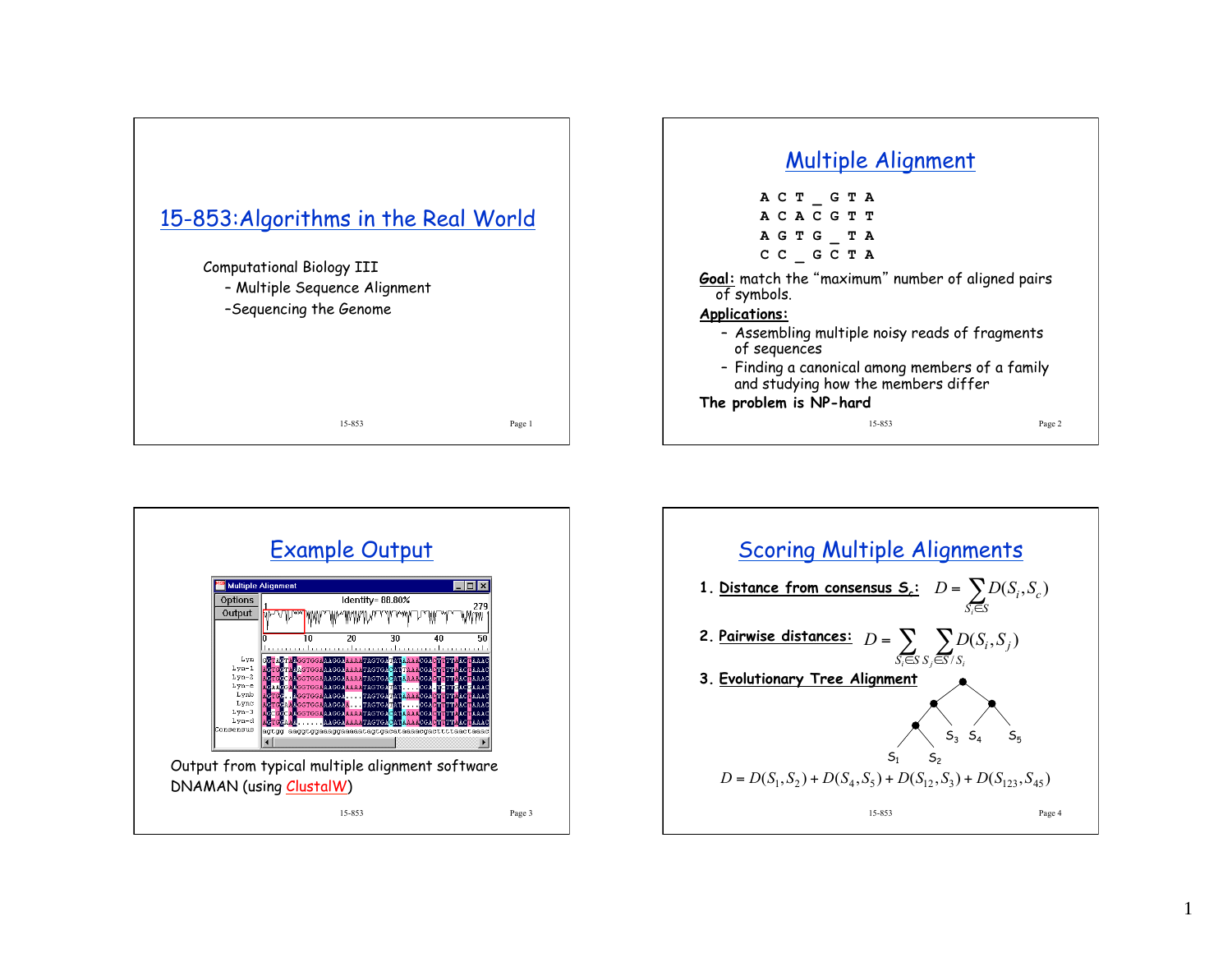# 15-853:Algorithms in the Real World

Computational Biology III

- Multiple Sequence Alignment
- Sequencing the Genome

## Multiple Alignment

```
A C T _ G T A
A C A C G T T
A G T G _ T A
C C _ G C T A
```

**Goal:** match the "maximum" number of aligned pairs of symbols.

**Applications:**

- Assembling multiple noisy reads of fragments of sequences
- Finding a canonical among members of a family and studying how the members differ

**The problem is NP-hard**

## Example Output

Output from typical multiple alignment software DNAMAN (using ClustalW)

## Scoring Multiple Alignments

1. **Distance from consensus $S_c$:** $D = \sum_{S_i \in S} D(S_i, S_c)$
2. **Pairwise distances:** $D = \sum_{S_i \in S} \sum_{S_j \in S / S_i} D(S_i, S_j)$
3. **Evolutionary Tree Alignment**

$S_1$ $S_2$ $S_3$ $S_4$ $S_5$

$$D = D(S_1, S_2) + D(S_4, S_5) + D(S_{12}, S_3) + D(S_{123}, S_{45})$$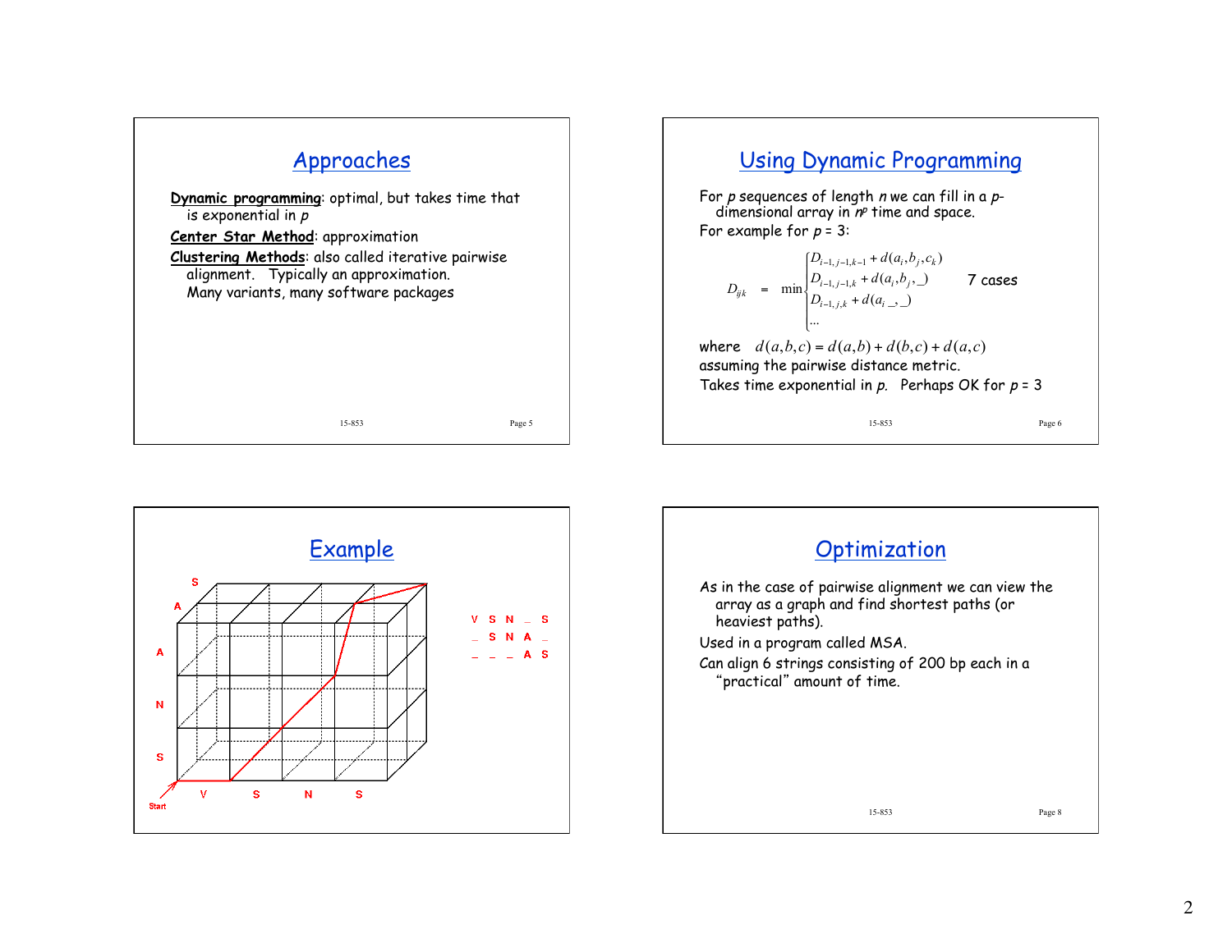## Approaches

**Dynamic programming**: optimal, but takes time that is exponential in $p$

**Center Star Method**: approximation

**Clustering Methods**: also called iterative pairwise alignment. Typically an approximation. Many variants, many software packages

## Using Dynamic Programming

For $p$ sequences of length $n$ we can fill in a $p$-dimensional array in $n^p$ time and space.

For example for $p = 3$:

$$D_{ijk} = \min \begin{cases} D_{i-1,j-1,k-1} + d(a_i, b_j, c_k) \\ D_{i-1,j-1,k} + d(a_i, b_j, \_) \\ D_{i-1,j,k} + d(a_i\ \_, \_) \\ \ldots \end{cases} \quad \text{7 cases}$$

where $d(a,b,c) = d(a,b) + d(b,c) + d(a,c)$ assuming the pairwise distance metric.

Takes time exponential in $p$. Perhaps OK for $p = 3$

## Example

```
V S N _ S
_ S N A _
_ _ _ A S
```

## Optimization

As in the case of pairwise alignment we can view the array as a graph and find shortest paths (or heaviest paths).

Used in a program called MSA.

Can align 6 strings consisting of 200 bp each in a "practical" amount of time.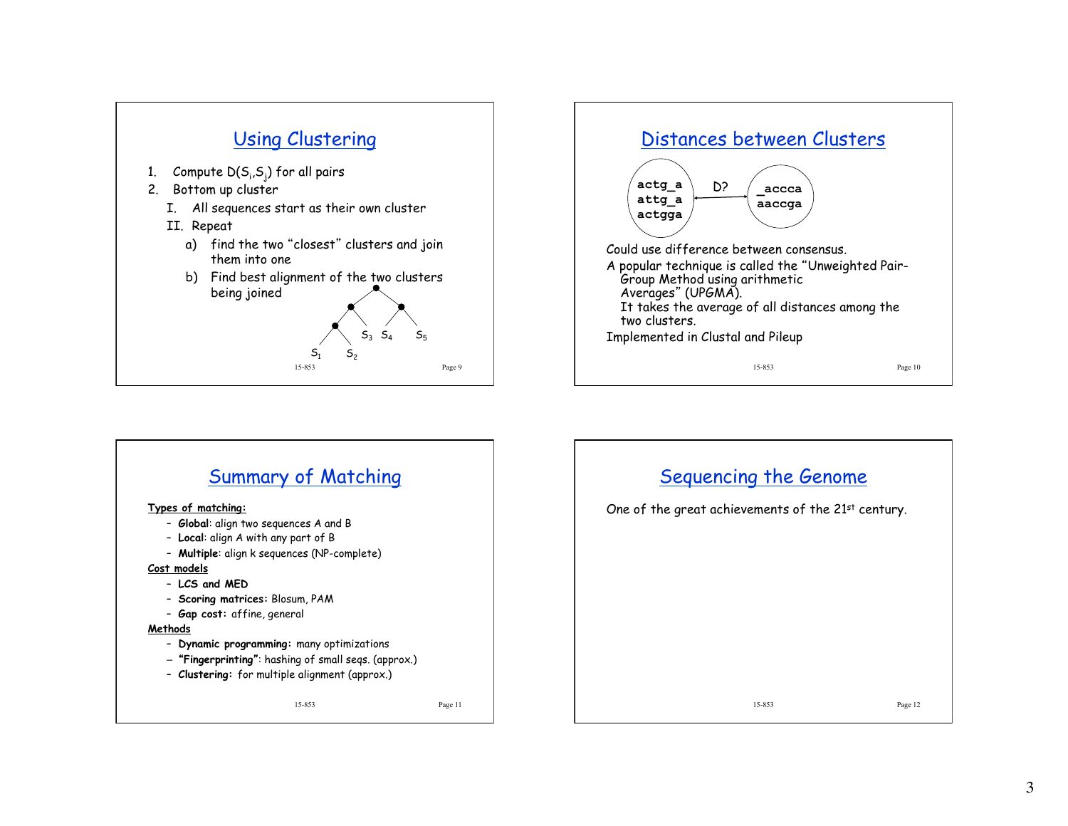## Using Clustering

1. Compute $D(S_i, S_j)$ for all pairs
2. Bottom up cluster
   I. All sequences start as their own cluster
   II. Repeat
      a) find the two "closest" clusters and join them into one
      b) Find best alignment of the two clusters being joined

$S_3$ $S_4$ $S_5$
$S_1$ $S_2$

## Distances between Clusters

```
actg_a        _accca
attg_a   D?   aaccga
actgga
```

Could use difference between consensus.

A popular technique is called the "Unweighted Pair-Group Method using arithmetic Averages" (UPGMA).
It takes the average of all distances among the two clusters.

Implemented in Clustal and Pileup

## Summary of Matching

**Types of matching:**
- **Global**: align two sequences A and B
- **Local**: align A with any part of B
- **Multiple**: align k sequences (NP-complete)

**Cost models**
- **LCS and MED**
- **Scoring matrices:** Blosum, PAM
- **Gap cost:** affine, general

**Methods**
- **Dynamic programming:** many optimizations
- **"Fingerprinting"**: hashing of small seqs. (approx.)
- **Clustering:** for multiple alignment (approx.)

## Sequencing the Genome

One of the great achievements of the 21st century.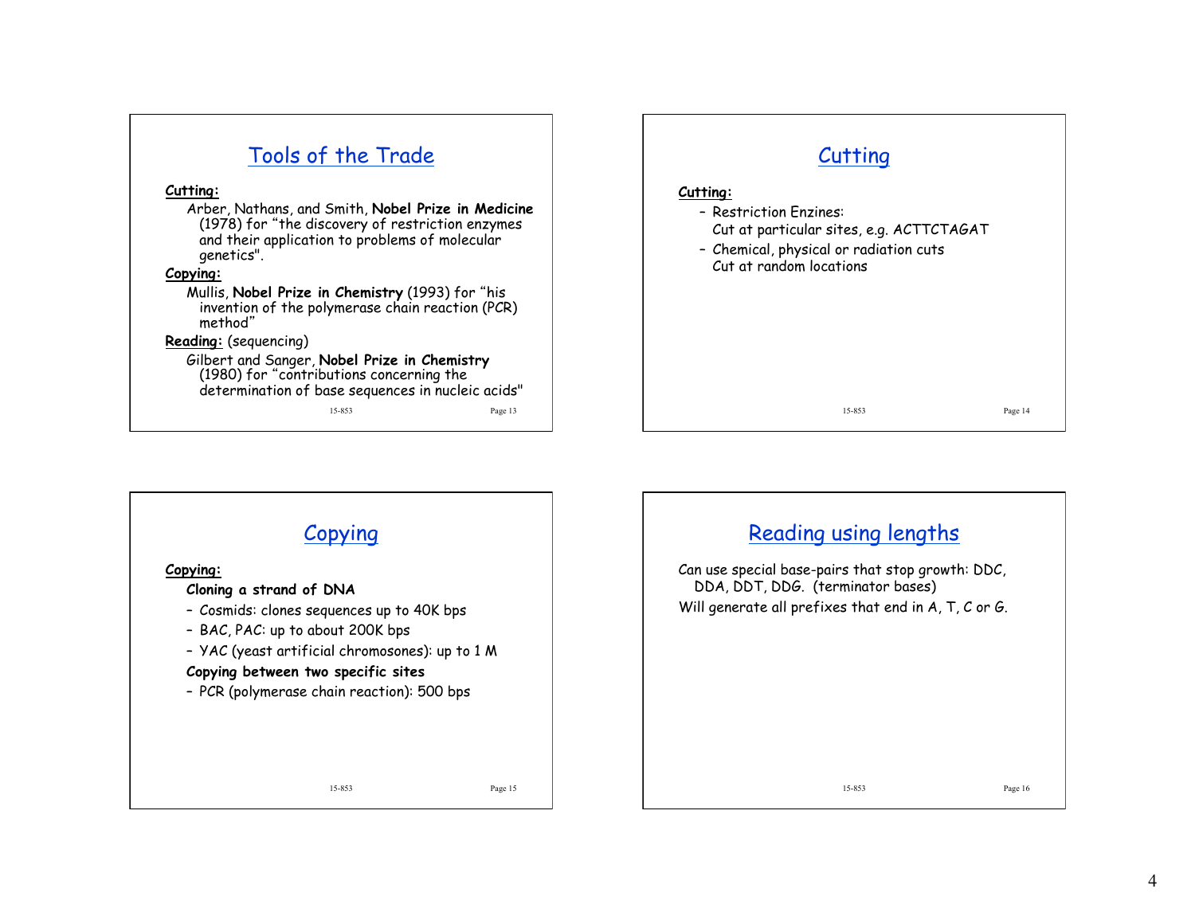## Tools of the Trade

**Cutting:**

Arber, Nathans, and Smith, **Nobel Prize in Medicine** (1978) for "the discovery of restriction enzymes and their application to problems of molecular genetics".

**Copying:**

Mullis, **Nobel Prize in Chemistry** (1993) for "his invention of the polymerase chain reaction (PCR) method"

**Reading:** (sequencing)

Gilbert and Sanger, **Nobel Prize in Chemistry** (1980) for "contributions concerning the determination of base sequences in nucleic acids"

## Cutting

**Cutting:**

- Restriction Enzines:
  Cut at particular sites, e.g. ACTTCTAGAT
- Chemical, physical or radiation cuts
  Cut at random locations

## Copying

**Copying:**

**Cloning a strand of DNA**

- Cosmids: clones sequences up to 40K bps
- BAC, PAC: up to about 200K bps
- YAC (yeast artificial chromosones): up to 1 M

**Copying between two specific sites**

- PCR (polymerase chain reaction): 500 bps

## Reading using lengths

Can use special base-pairs that stop growth: DDC, DDA, DDT, DDG. (terminator bases)

Will generate all prefixes that end in A, T, C or G.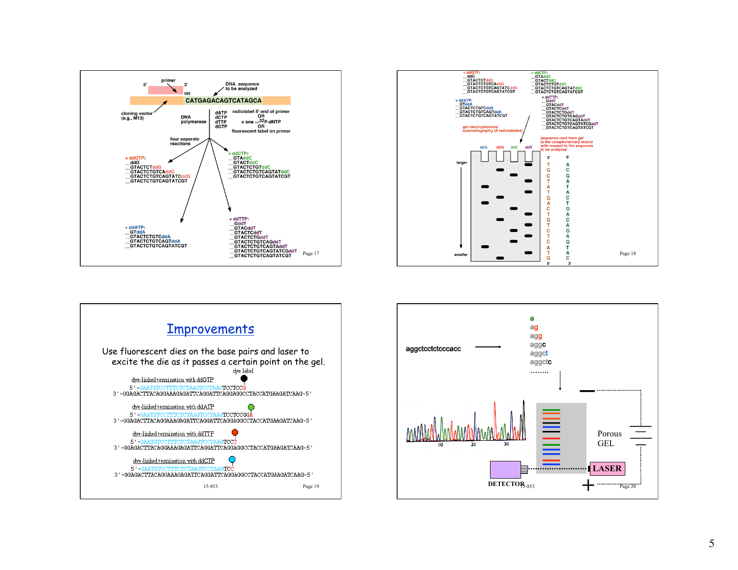primer

5' 3'

OH

DNA sequence to be analyzed

CATGAGACAGTCATAGCA

cloning vector (e.g., M13)

DNA polymerase

dATP
dCTP
dTTP
dGTP

radiolabel 5' end of primer
OR
+ one α-32P-dNTP
OR
fluorescent label on primer

four separate reactions

+ ddGTP:
__ddG
__GTACTCTddG
__GTACTCTGTCAddG
__GTACTCTGTCAGTATCddG
__GTACTCTGTCAGTATCGT

+ ddCTP:
__GTAddC
__GTACTddC
__GTACTCTGTddC
__GTACTCTGTCAGTATddC
__GTACTCTGTCAGTATCGT

+ ddATP:
__GTddA
__GTACTCTGTCddA
__GTACTCTGTCAGTddA
__GTACTCTGTCAGTATCGT

+ ddTTP:
__GddT
__GTACddT
__GTACTCddT
__GTACTCTGddT
__GTACTCTGTCAGddT
__GTACTCTGTCAGTAddT
__GTACTCTGTCAGTATCGddT
__GTACTCTGTCAGTATCGT

Page 17

gel electrophoresis
autoradiography (if radiolabeled)

ddA ddG ddC ddT

larger

smaller

sequence read from gel is the complementary strand with respect to the sequence to be analyzed

3' 5'
T A
G C
C G
T A
A T
T A
G C
A T
C G
T A
G C
T A
C G
T A
C G
A T
T A
G C
5' 3'

Page 18

## Improvements

Use fluorescent dies on the base pairs and laser to excite the die as it passes a certain point on the gel.

dye label

dye-linked termination with ddGTP
5'-GAATGTCCTTTCTCTAAGTCCTAAGTCCTCCG
3'-GGAGACTTACAGGAAAGAGATTCAGGATTCAGGAGGCCTACCATGAAGATCAAG-5'

dye-linked termination with ddATP
5'-GAATGTCCTTTCTCTAAGTCCTAAGTCCTCCGGA
3'-GGAGACTTACAGGAAAGAGATTCAGGATTCAGGAGGCCTACCATGAAGATCAAG-5'

dye-linked termination with ddTTP
5'-GAATGTCCTTTCTCTAAGTCCTAAGTCCT
3'-GGAGACTTACAGGAAAGAGATTCAGGATTCAGGAGGCCTACCATGAAGATCAAG-5'

dye-linked termination with ddCTP
5'-GAATGTCCTTTCTCTAAGTCCTAAGTCC
3'-GGAGACTTACAGGAAAGAGATTCAGGATTCAGGAGGCCTACCATGAAGATCAAG-5'

15-853 Page 19

aggctcctctcccacc →

a
ag
agg
aggc
aggct
aggctc
........

10 20 30

Porous GEL

LASER

DETECTOR

15-853 Page 20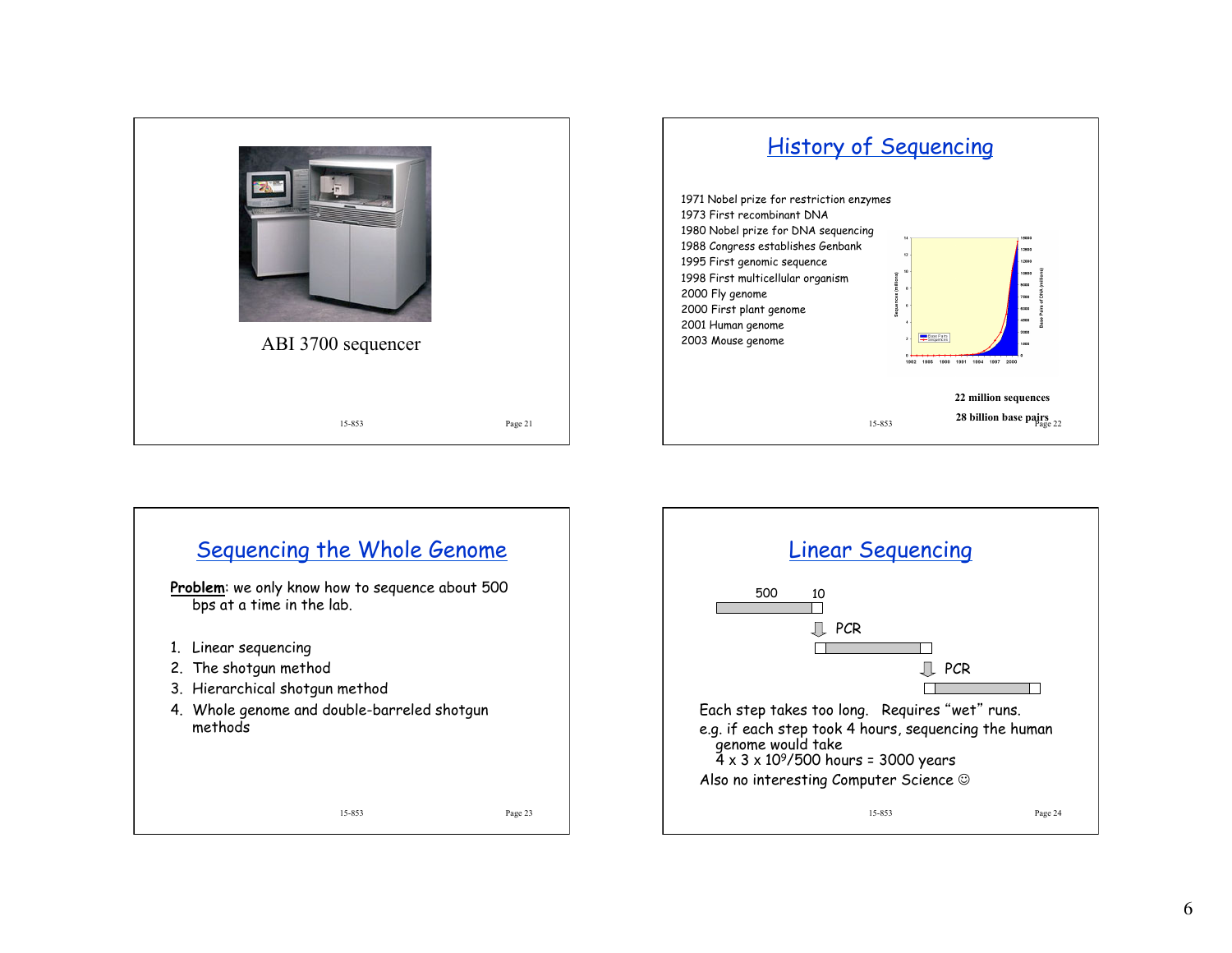ABI 3700 sequencer

## History of Sequencing

1971 Nobel prize for restriction enzymes
1973 First recombinant DNA
1980 Nobel prize for DNA sequencing
1988 Congress establishes Genbank
1995 First genomic sequence
1998 First multicellular organism
2000 Fly genome
2000 First plant genome
2001 Human genome
2003 Mouse genome

**22 million sequences**

**28 billion base pairs**

## Sequencing the Whole Genome

**Problem**: we only know how to sequence about 500 bps at a time in the lab.

1. Linear sequencing
2. The shotgun method
3. Hierarchical shotgun method
4. Whole genome and double-barreled shotgun methods

## Linear Sequencing

500 10

PCR

PCR

Each step takes too long. Requires "wet" runs.

e.g. if each step took 4 hours, sequencing the human genome would take
$4 \times 3 \times 10^9/500$ hours = 3000 years

Also no interesting Computer Science ☺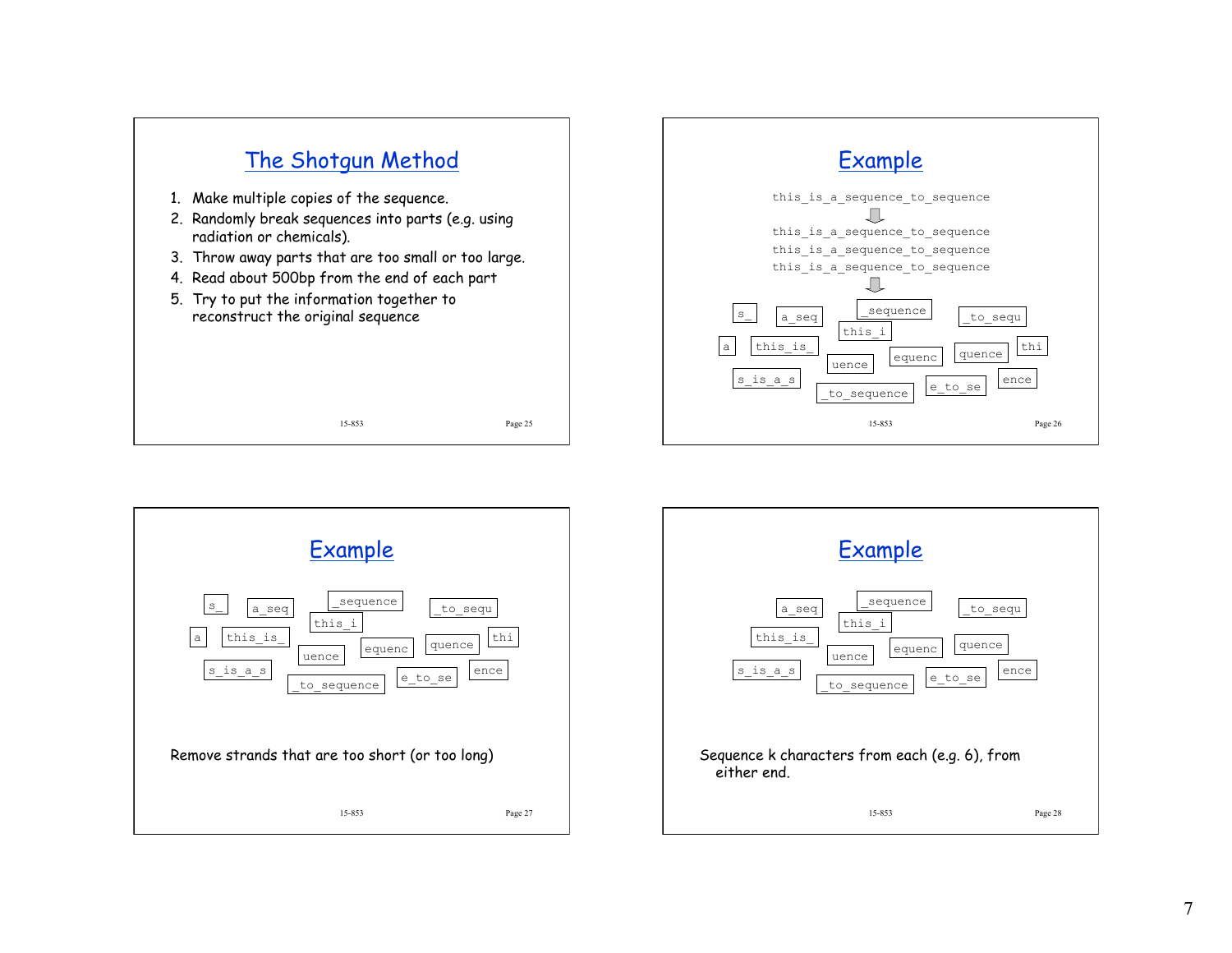## The Shotgun Method

1. Make multiple copies of the sequence.
2. Randomly break sequences into parts (e.g. using radiation or chemicals).
3. Throw away parts that are too small or too large.
4. Read about 500bp from the end of each part
5. Try to put the information together to reconstruct the original sequence

## Example

```
this_is_a_sequence_to_sequence
```

⇩

```
this_is_a_sequence_to_sequence
this_is_a_sequence_to_sequence
this_is_a_sequence_to_sequence
```

⇩

```
s_   a_seq   _sequence   _to_sequ
this_i
a   this_is_   uence   equenc   quence   thi
s_is_a_s   _to_sequence   e_to_se   ence
```

## Example

```
s_   a_seq   _sequence   _to_sequ
this_i
a   this_is_   uence   equenc   quence   thi
s_is_a_s   _to_sequence   e_to_se   ence
```

Remove strands that are too short (or too long)

## Example

```
a_seq   _sequence   _to_sequ
this_i
this_is_   uence   equenc   quence
s_is_a_s   _to_sequence   e_to_se   ence
```

Sequence k characters from each (e.g. 6), from either end.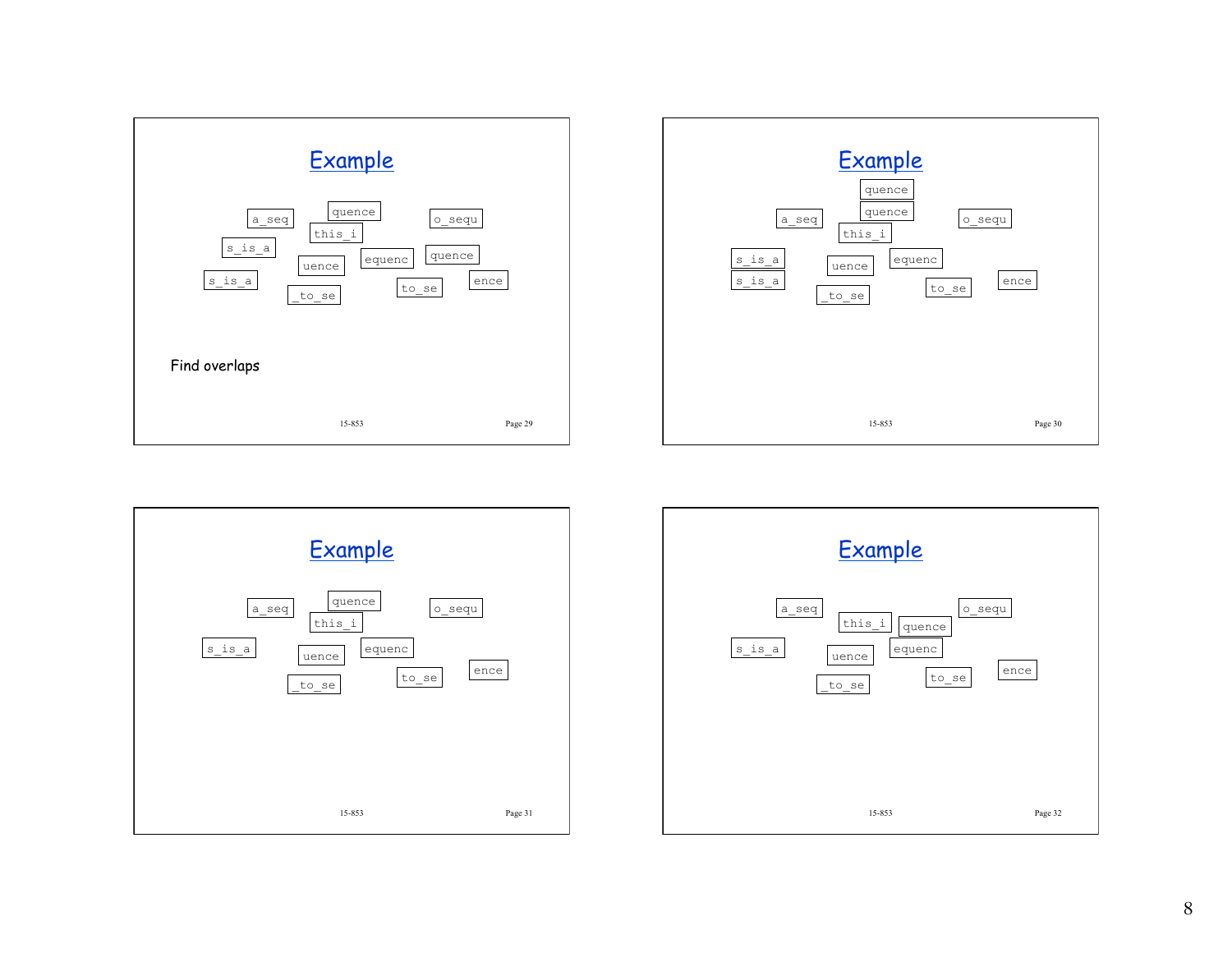## Example

a_seq

quence

this_i

o_sequ

s_is_a

uence

equenc

quence

s_is_a

_to_se

to_se

ence

Find overlaps

## Example

quence

quence

a_seq

this_i

o_sequ

s_is_a

s_is_a

uence

equenc

_to_se

to_se

ence

## Example

a_seq

quence

this_i

o_sequ

s_is_a

uence

equenc

_to_se

to_se

ence

## Example

a_seq

this_i

quence

o_sequ

s_is_a

uence

equenc

_to_se

to_se

ence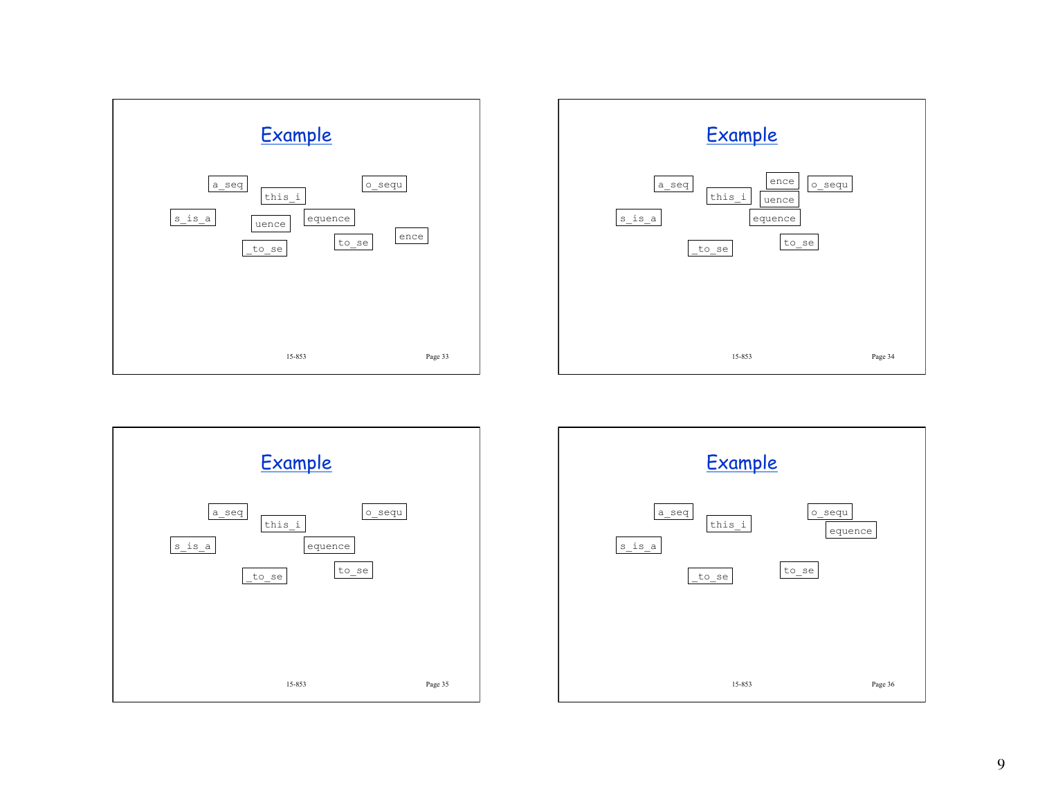## Example

a_seq

this_i

o_sequ

s_is_a

uence

equence

ence

_to_se

to_se

## Example

a_seq

this_i

ence

uence

o_sequ

s_is_a

equence

_to_se

to_se

## Example

a_seq

this_i

o_sequ

s_is_a

equence

_to_se

to_se

## Example

a_seq

this_i

o_sequ

equence

s_is_a

_to_se

to_se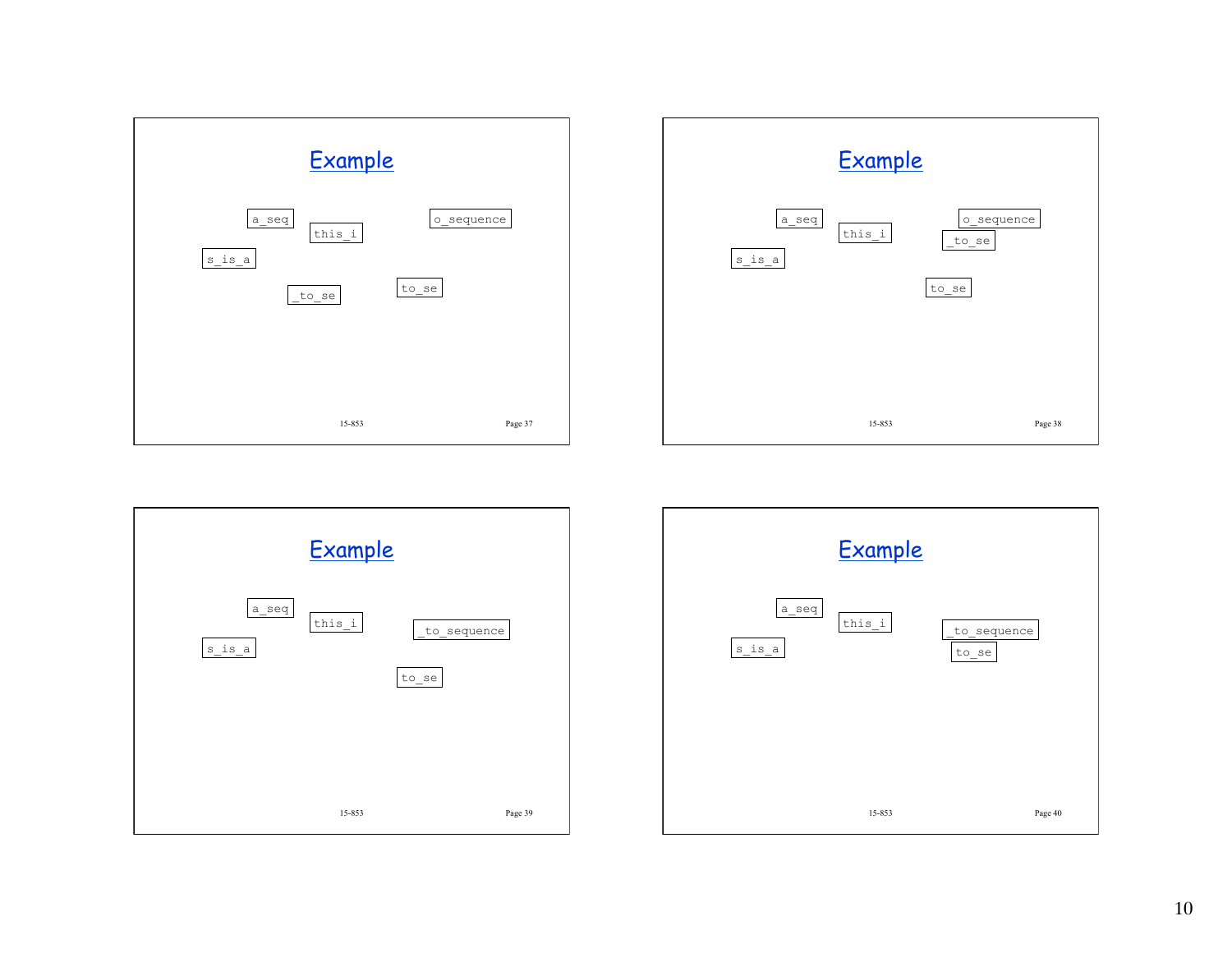## Example

a_seq

this_i

o_sequence

s_is_a

_to_se

to_se

## Example

a_seq

this_i

o_sequence

_to_se

s_is_a

to_se

## Example

a_seq

this_i

_to_sequence

s_is_a

to_se

## Example

a_seq

this_i

_to_sequence

s_is_a

to_se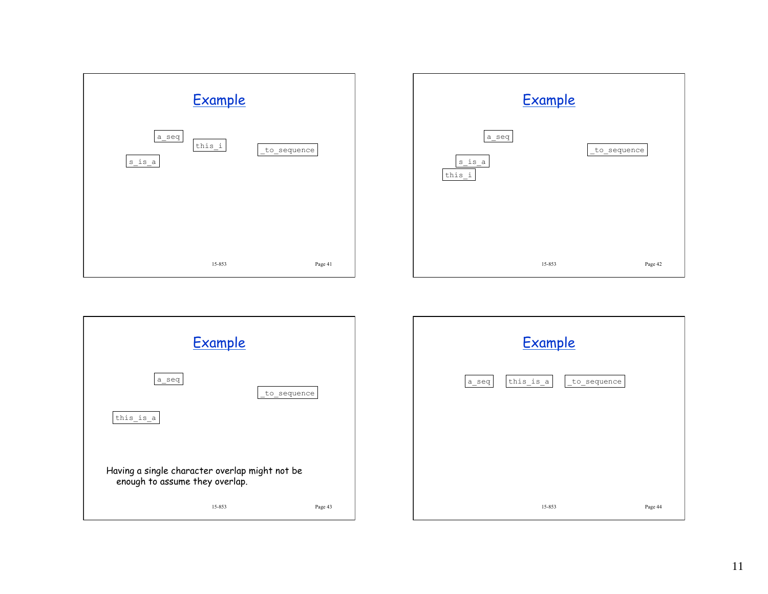## Example

a_seq

this_i

_to_sequence

s_is_a

## Example

a_seq

_to_sequence

s_is_a

this_i

## Example

a_seq

_to_sequence

this_is_a

Having a single character overlap might not be enough to assume they overlap.

## Example

a_seq   this_is_a   _to_sequence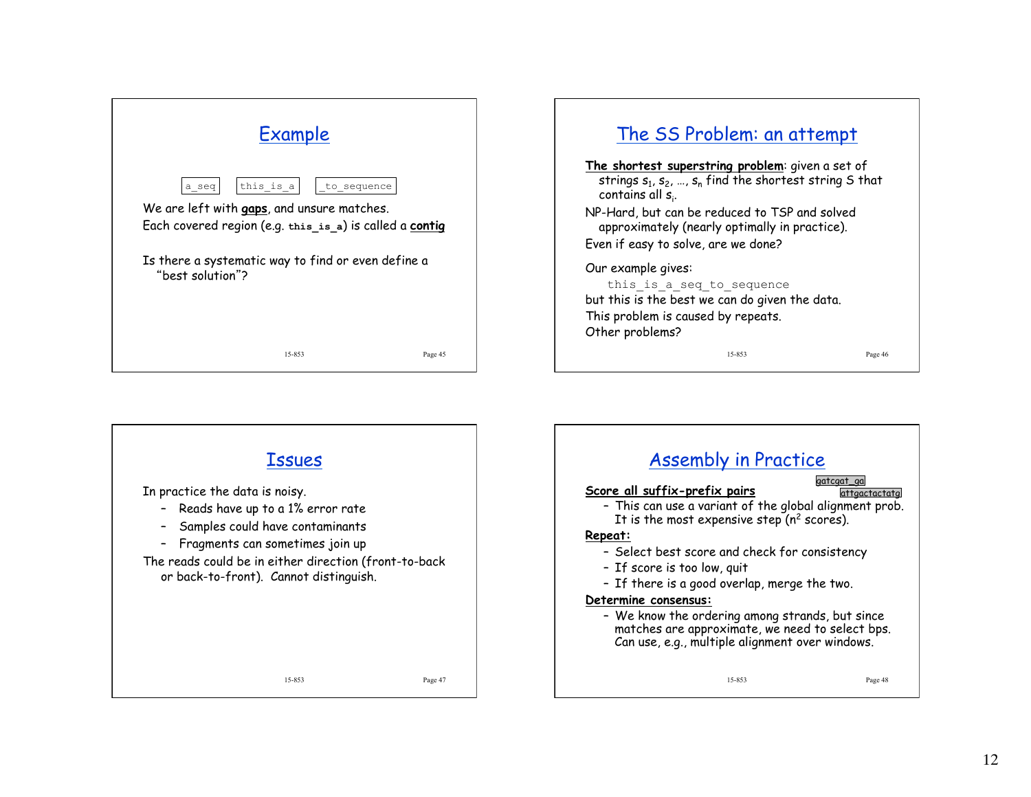## Example

`a_seq` `this_is_a` `_to_sequence`

We are left with **gaps**, and unsure matches.

Each covered region (e.g. **`this_is_a`**) is called a **contig**

Is there a systematic way to find or even define a "best solution"?

## The SS Problem: an attempt

**The shortest superstring problem**: given a set of strings $s_1$, $s_2$, …, $s_n$ find the shortest string S that contains all $s_i$.

NP-Hard, but can be reduced to TSP and solved approximately (nearly optimally in practice).

Even if easy to solve, are we done?

Our example gives:

`this_is_a_seq_to_sequence`

but this is the best we can do given the data.

This problem is caused by repeats.

Other problems?

## Issues

In practice the data is noisy.

- Reads have up to a 1% error rate
- Samples could have contaminants
- Fragments can sometimes join up

The reads could be in either direction (front-to-back or back-to-front). Cannot distinguish.

## Assembly in Practice

`gatcgat_ga`
`attgactactatg`

**Score all suffix-prefix pairs**

- This can use a variant of the global alignment prob. It is the most expensive step ($n^2$ scores).

**Repeat:**

- Select best score and check for consistency
- If score is too low, quit
- If there is a good overlap, merge the two.

**Determine consensus:**

- We know the ordering among strands, but since matches are approximate, we need to select bps. Can use, e.g., multiple alignment over windows.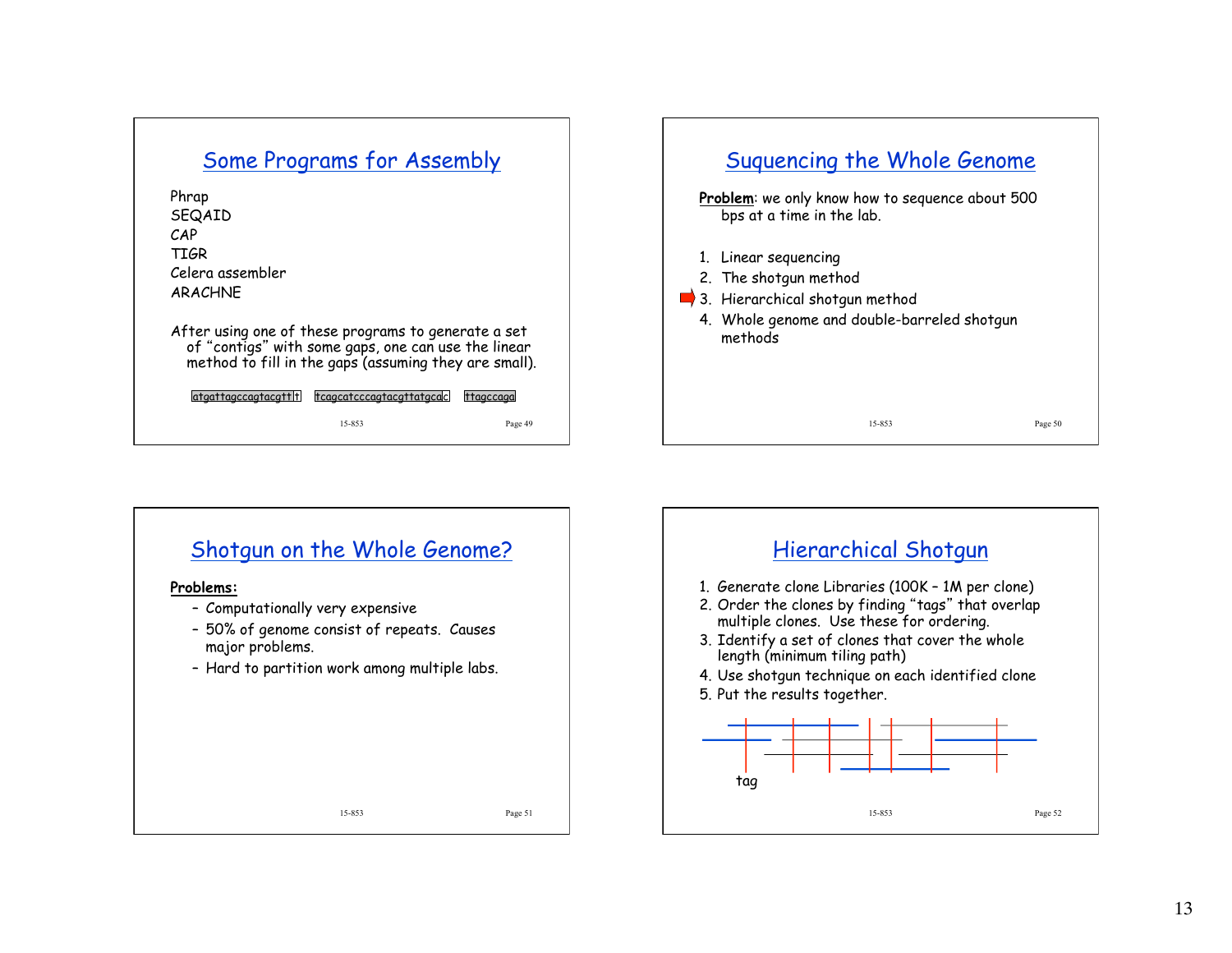## Some Programs for Assembly

Phrap
SEQAID
CAP
TIGR
Celera assembler
ARACHNE

After using one of these programs to generate a set of "contigs" with some gaps, one can use the linear method to fill in the gaps (assuming they are small).

atgattagccagtacgtt t    tcagcatcccagtacgttatgcac    ttagccaga

## Suquencing the Whole Genome

**Problem**: we only know how to sequence about 500 bps at a time in the lab.

1. Linear sequencing
2. The shotgun method
3. Hierarchical shotgun method
4. Whole genome and double-barreled shotgun methods

## Shotgun on the Whole Genome?

**Problems:**

- Computationally very expensive
- 50% of genome consist of repeats. Causes major problems.
- Hard to partition work among multiple labs.

## Hierarchical Shotgun

1. Generate clone Libraries (100K – 1M per clone)
2. Order the clones by finding "tags" that overlap multiple clones. Use these for ordering.
3. Identify a set of clones that cover the whole length (minimum tiling path)
4. Use shotgun technique on each identified clone
5. Put the results together.

tag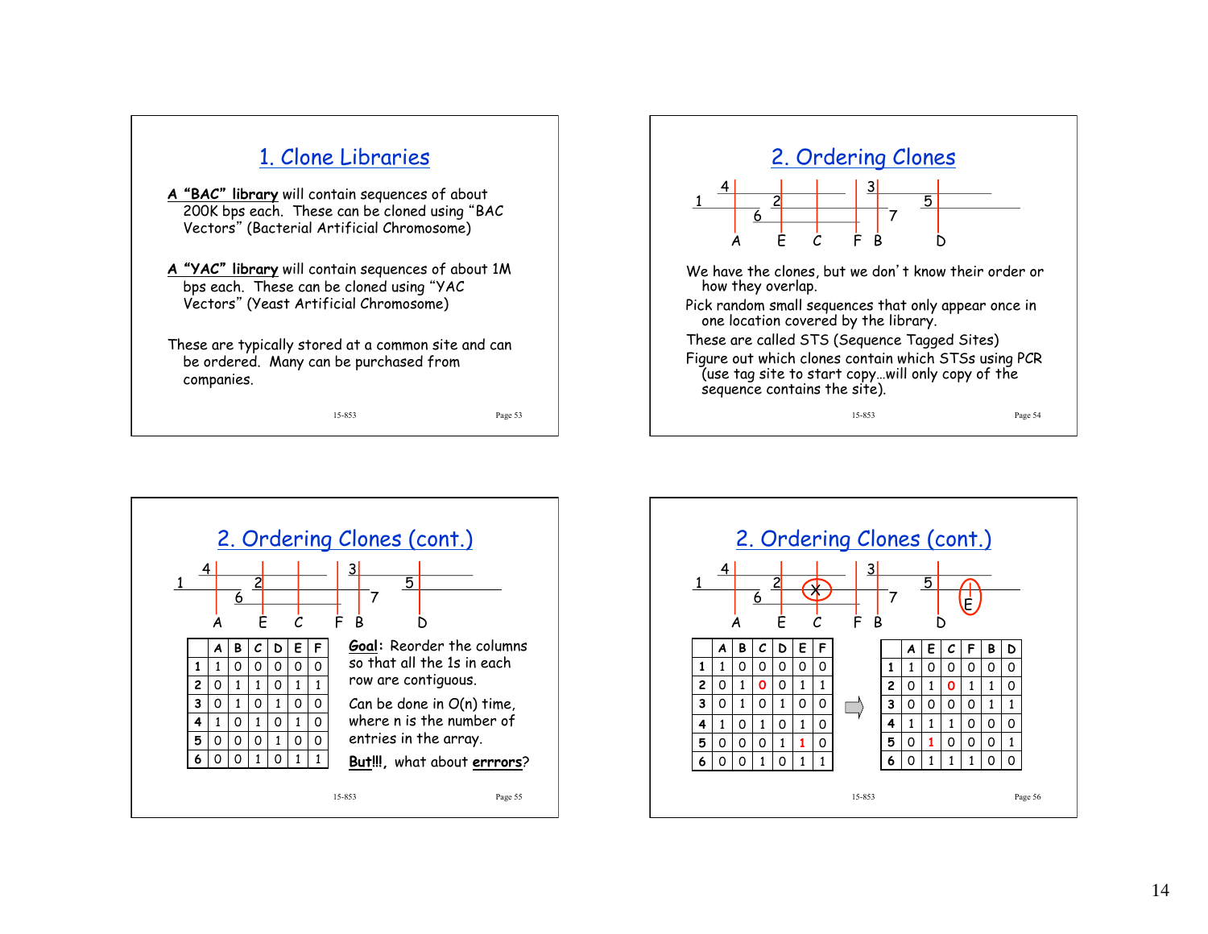# 1. Clone Libraries

**A "BAC" library** will contain sequences of about 200K bps each. These can be cloned using "BAC Vectors" (Bacterial Artificial Chromosome)

**A "YAC" library** will contain sequences of about 1M bps each. These can be cloned using "YAC Vectors" (Yeast Artificial Chromosome)

These are typically stored at a common site and can be ordered. Many can be purchased from companies.

# 2. Ordering Clones

We have the clones, but we don't know their order or how they overlap.

Pick random small sequences that only appear once in one location covered by the library.

These are called STS (Sequence Tagged Sites)

Figure out which clones contain which STSs using PCR (use tag site to start copy…will only copy of the sequence contains the site).

# 2. Ordering Clones (cont.)

|   | A | B | C | D | E | F |
|---|---|---|---|---|---|---|
| 1 | 1 | 0 | 0 | 0 | 0 | 0 |
| 2 | 0 | 1 | 1 | 0 | 1 | 1 |
| 3 | 0 | 1 | 0 | 1 | 0 | 0 |
| 4 | 1 | 0 | 1 | 0 | 1 | 0 |
| 5 | 0 | 0 | 0 | 1 | 0 | 0 |
| 6 | 0 | 0 | 1 | 0 | 1 | 1 |

**Goal**: Reorder the columns so that all the 1s in each row are contiguous.

Can be done in O(n) time, where n is the number of entries in the array.

**But!!!**, what about **errrors**?

# 2. Ordering Clones (cont.)

|   | A | B | C | D | E | F |
|---|---|---|---|---|---|---|
| 1 | 1 | 0 | 0 | 0 | 0 | 0 |
| 2 | 0 | 1 | 0 | 0 | 1 | 1 |
| 3 | 0 | 1 | 0 | 1 | 0 | 0 |
| 4 | 1 | 0 | 1 | 0 | 1 | 0 |
| 5 | 0 | 0 | 0 | 1 | 1 | 0 |
| 6 | 0 | 0 | 1 | 0 | 1 | 1 |

⇨

|   | A | E | C | F | B | D |
|---|---|---|---|---|---|---|
| 1 | 1 | 0 | 0 | 0 | 0 | 0 |
| 2 | 0 | 1 | 0 | 1 | 1 | 0 |
| 3 | 0 | 0 | 0 | 0 | 1 | 1 |
| 4 | 1 | 1 | 1 | 0 | 0 | 0 |
| 5 | 0 | 1 | 0 | 0 | 0 | 1 |
| 6 | 0 | 1 | 1 | 1 | 0 | 0 |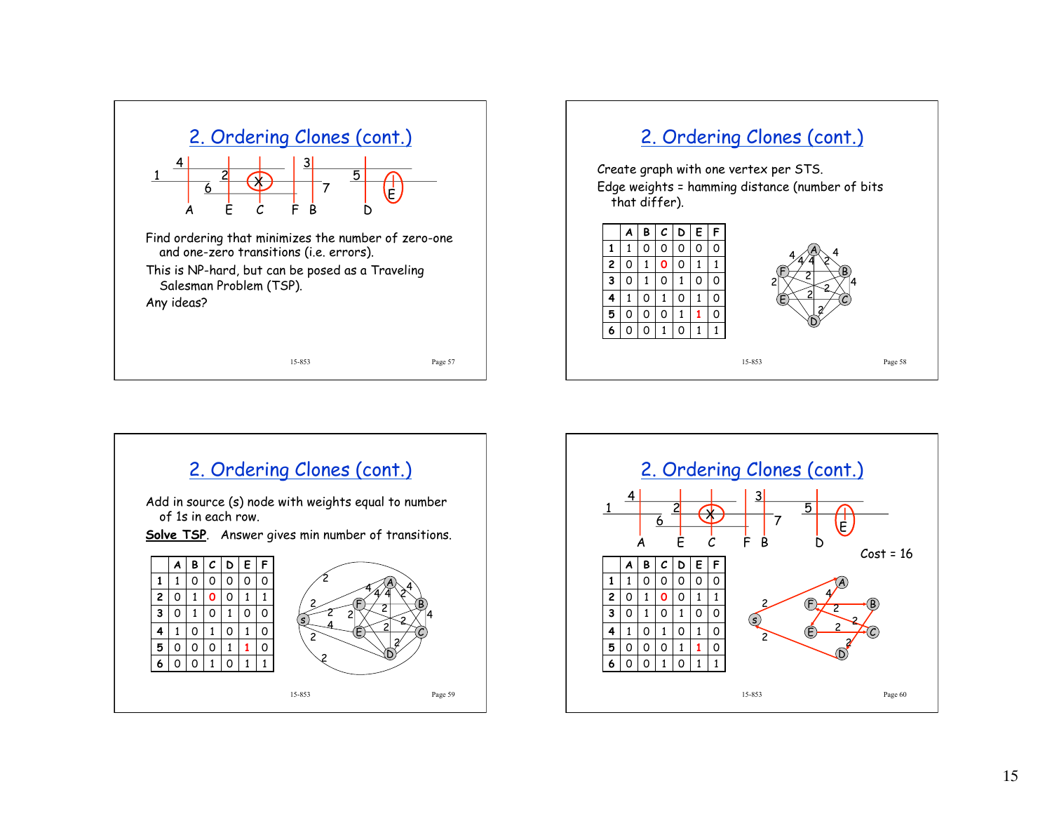## 2. Ordering Clones (cont.)

Find ordering that minimizes the number of zero-one and one-zero transitions (i.e. errors).

This is NP-hard, but can be posed as a Traveling Salesman Problem (TSP).

Any ideas?

## 2. Ordering Clones (cont.)

Create graph with one vertex per STS.

Edge weights = hamming distance (number of bits that differ).

| | A | B | C | D | E | F |
|---|---|---|---|---|---|---|
| **1** | 1 | 0 | 0 | 0 | 0 | 0 |
| **2** | 0 | 1 | 0 | 0 | 1 | 1 |
| **3** | 0 | 1 | 0 | 1 | 0 | 0 |
| **4** | 1 | 0 | 1 | 0 | 1 | 0 |
| **5** | 0 | 0 | 0 | 1 | 1 | 0 |
| **6** | 0 | 0 | 1 | 0 | 1 | 1 |

## 2. Ordering Clones (cont.)

Add in source (s) node with weights equal to number of 1s in each row.

**Solve TSP**. Answer gives min number of transitions.

| | A | B | C | D | E | F |
|---|---|---|---|---|---|---|
| **1** | 1 | 0 | 0 | 0 | 0 | 0 |
| **2** | 0 | 1 | 0 | 0 | 1 | 1 |
| **3** | 0 | 1 | 0 | 1 | 0 | 0 |
| **4** | 1 | 0 | 1 | 0 | 1 | 0 |
| **5** | 0 | 0 | 0 | 1 | 1 | 0 |
| **6** | 0 | 0 | 1 | 0 | 1 | 1 |

## 2. Ordering Clones (cont.)

Cost = 16

| | A | B | C | D | E | F |
|---|---|---|---|---|---|---|
| **1** | 1 | 0 | 0 | 0 | 0 | 0 |
| **2** | 0 | 1 | 0 | 0 | 1 | 1 |
| **3** | 0 | 1 | 0 | 1 | 0 | 0 |
| **4** | 1 | 0 | 1 | 0 | 1 | 0 |
| **5** | 0 | 0 | 0 | 1 | 1 | 0 |
| **6** | 0 | 0 | 1 | 0 | 1 | 1 |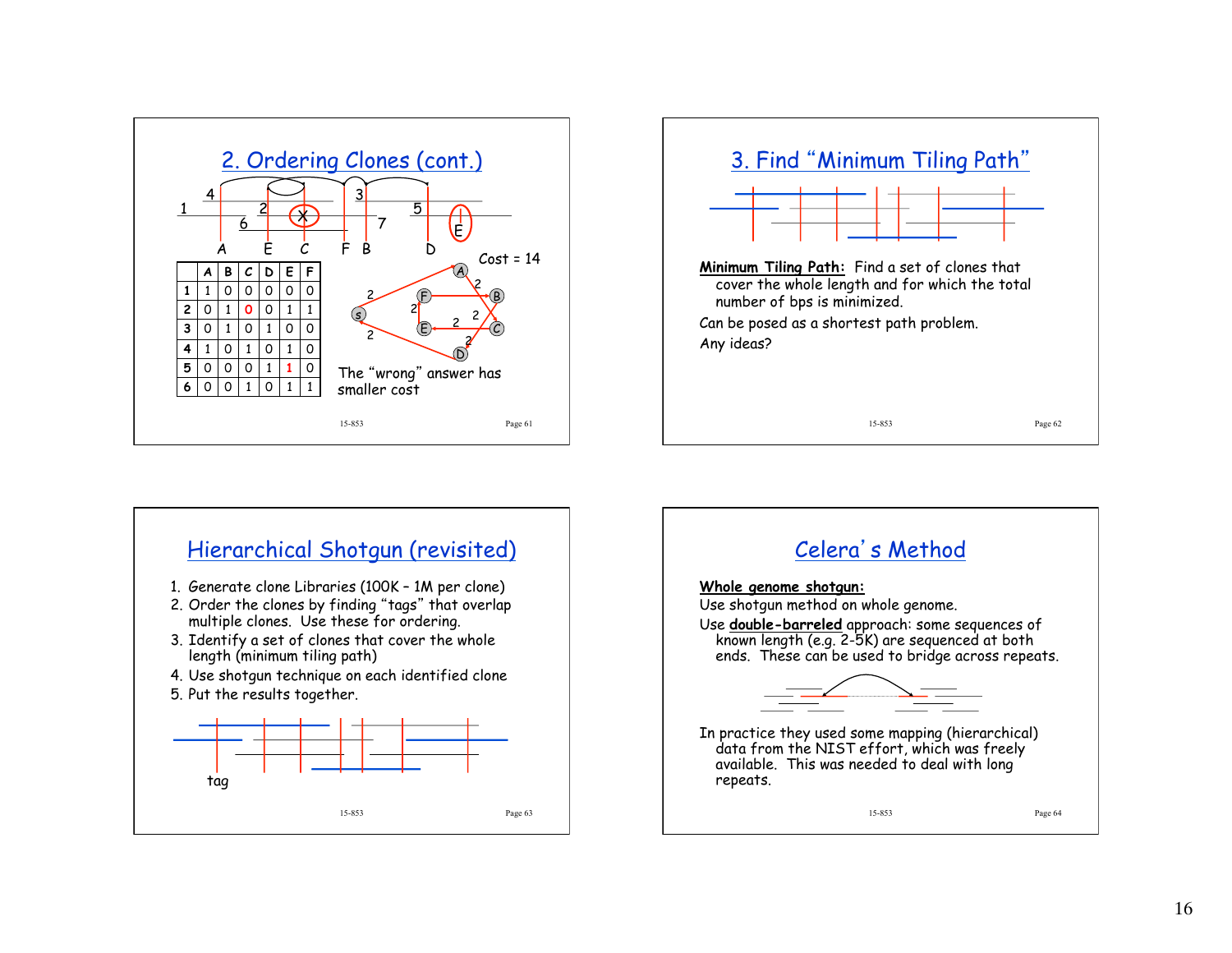## 2. Ordering Clones (cont.)

1 4 2 6 X 3 7 5 E

A E C F B D

| | A | B | C | D | E | F |
|---|---|---|---|---|---|---|
| 1 | 1 | 0 | 0 | 0 | 0 | 0 |
| 2 | 0 | 1 | 0 | 0 | 1 | 1 |
| 3 | 0 | 1 | 0 | 1 | 0 | 0 |
| 4 | 1 | 0 | 1 | 0 | 1 | 0 |
| 5 | 0 | 0 | 0 | 1 | 1 | 0 |
| 6 | 0 | 0 | 1 | 0 | 1 | 1 |

Cost = 14

The "wrong" answer has smaller cost

## 3. Find "Minimum Tiling Path"

**Minimum Tiling Path:** Find a set of clones that cover the whole length and for which the total number of bps is minimized.

Can be posed as a shortest path problem.

Any ideas?

## Hierarchical Shotgun (revisited)

1. Generate clone Libraries (100K – 1M per clone)
2. Order the clones by finding "tags" that overlap multiple clones. Use these for ordering.
3. Identify a set of clones that cover the whole length (minimum tiling path)
4. Use shotgun technique on each identified clone
5. Put the results together.

tag

## Celera's Method

**Whole genome shotgun:**

Use shotgun method on whole genome.

Use **double-barreled** approach: some sequences of known length (e.g. 2-5K) are sequenced at both ends. These can be used to bridge across repeats.

In practice they used some mapping (hierarchical) data from the NIST effort, which was freely available. This was needed to deal with long repeats.